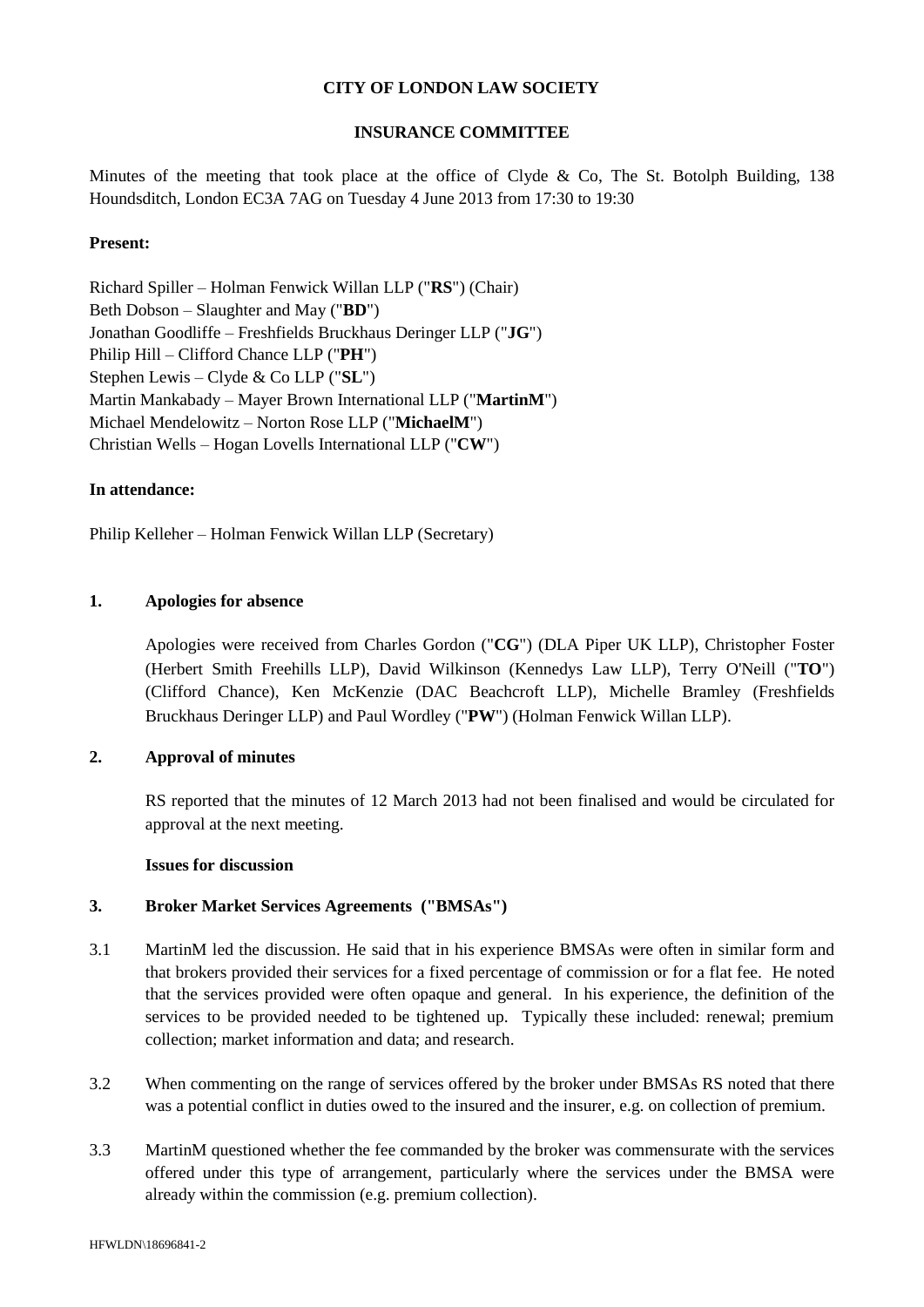**CITY OF LONDON LAW SOCIETY**

**INSURANCE COMMITTEE**

Minutes of the meeting that took place at the office of Clyde & Co, The St. Botolph Building, 138 Houndsditch, London EC3A 7AG on Tuesday 4 June 2013 from 17:30 to 19:30

**Present:**

Richard Spiller – Holman Fenwick Willan LLP ("**RS**") (Chair)
Beth Dobson – Slaughter and May ("**BD**")
Jonathan Goodliffe – Freshfields Bruckhaus Deringer LLP ("**JG**")
Philip Hill – Clifford Chance LLP ("**PH**")
Stephen Lewis – Clyde & Co LLP ("**SL**")
Martin Mankabady – Mayer Brown International LLP ("**MartinM**")
Michael Mendelowitz – Norton Rose LLP ("**MichaelM**")
Christian Wells – Hogan Lovells International LLP ("**CW**")

**In attendance:**

Philip Kelleher – Holman Fenwick Willan LLP (Secretary)

**1. Apologies for absence**

Apologies were received from Charles Gordon ("**CG**") (DLA Piper UK LLP), Christopher Foster (Herbert Smith Freehills LLP), David Wilkinson (Kennedys Law LLP), Terry O'Neill ("**TO**") (Clifford Chance), Ken McKenzie (DAC Beachcroft LLP), Michelle Bramley (Freshfields Bruckhaus Deringer LLP) and Paul Wordley ("**PW**") (Holman Fenwick Willan LLP).

**2. Approval of minutes**

RS reported that the minutes of 12 March 2013 had not been finalised and would be circulated for approval at the next meeting.

**Issues for discussion**

**3. Broker Market Services Agreements ("BMSAs")**

3.1 MartinM led the discussion. He said that in his experience BMSAs were often in similar form and that brokers provided their services for a fixed percentage of commission or for a flat fee. He noted that the services provided were often opaque and general. In his experience, the definition of the services to be provided needed to be tightened up. Typically these included: renewal; premium collection; market information and data; and research.

3.2 When commenting on the range of services offered by the broker under BMSAs RS noted that there was a potential conflict in duties owed to the insured and the insurer, e.g. on collection of premium.

3.3 MartinM questioned whether the fee commanded by the broker was commensurate with the services offered under this type of arrangement, particularly where the services under the BMSA were already within the commission (e.g. premium collection).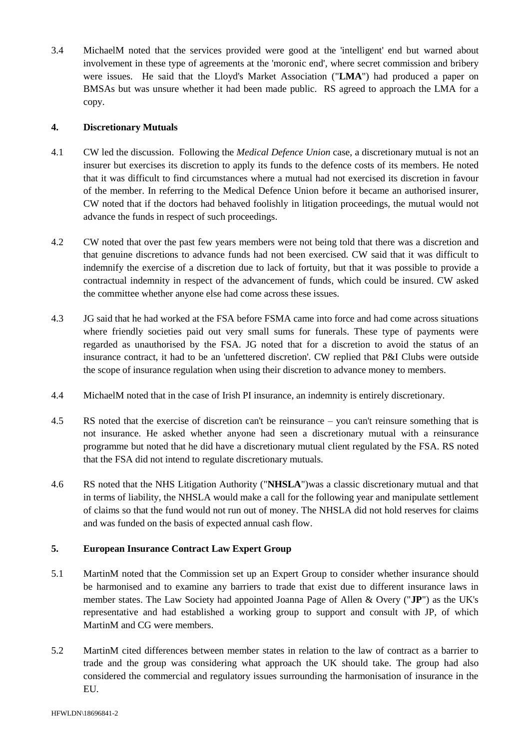3.4 MichaelM noted that the services provided were good at the 'intelligent' end but warned about involvement in these type of agreements at the 'moronic end', where secret commission and bribery were issues. He said that the Lloyd's Market Association ("**LMA**") had produced a paper on BMSAs but was unsure whether it had been made public. RS agreed to approach the LMA for a copy.

## 4. Discretionary Mutuals

4.1 CW led the discussion. Following the *Medical Defence Union* case, a discretionary mutual is not an insurer but exercises its discretion to apply its funds to the defence costs of its members. He noted that it was difficult to find circumstances where a mutual had not exercised its discretion in favour of the member. In referring to the Medical Defence Union before it became an authorised insurer, CW noted that if the doctors had behaved foolishly in litigation proceedings, the mutual would not advance the funds in respect of such proceedings.

4.2 CW noted that over the past few years members were not being told that there was a discretion and that genuine discretions to advance funds had not been exercised. CW said that it was difficult to indemnify the exercise of a discretion due to lack of fortuity, but that it was possible to provide a contractual indemnity in respect of the advancement of funds, which could be insured. CW asked the committee whether anyone else had come across these issues.

4.3 JG said that he had worked at the FSA before FSMA came into force and had come across situations where friendly societies paid out very small sums for funerals. These type of payments were regarded as unauthorised by the FSA. JG noted that for a discretion to avoid the status of an insurance contract, it had to be an 'unfettered discretion'. CW replied that P&I Clubs were outside the scope of insurance regulation when using their discretion to advance money to members.

4.4 MichaelM noted that in the case of Irish PI insurance, an indemnity is entirely discretionary.

4.5 RS noted that the exercise of discretion can't be reinsurance – you can't reinsure something that is not insurance. He asked whether anyone had seen a discretionary mutual with a reinsurance programme but noted that he did have a discretionary mutual client regulated by the FSA. RS noted that the FSA did not intend to regulate discretionary mutuals.

4.6 RS noted that the NHS Litigation Authority ("**NHSLA**")was a classic discretionary mutual and that in terms of liability, the NHSLA would make a call for the following year and manipulate settlement of claims so that the fund would not run out of money. The NHSLA did not hold reserves for claims and was funded on the basis of expected annual cash flow.

## 5. European Insurance Contract Law Expert Group

5.1 MartinM noted that the Commission set up an Expert Group to consider whether insurance should be harmonised and to examine any barriers to trade that exist due to different insurance laws in member states. The Law Society had appointed Joanna Page of Allen & Overy ("**JP**") as the UK's representative and had established a working group to support and consult with JP, of which MartinM and CG were members.

5.2 MartinM cited differences between member states in relation to the law of contract as a barrier to trade and the group was considering what approach the UK should take. The group had also considered the commercial and regulatory issues surrounding the harmonisation of insurance in the EU.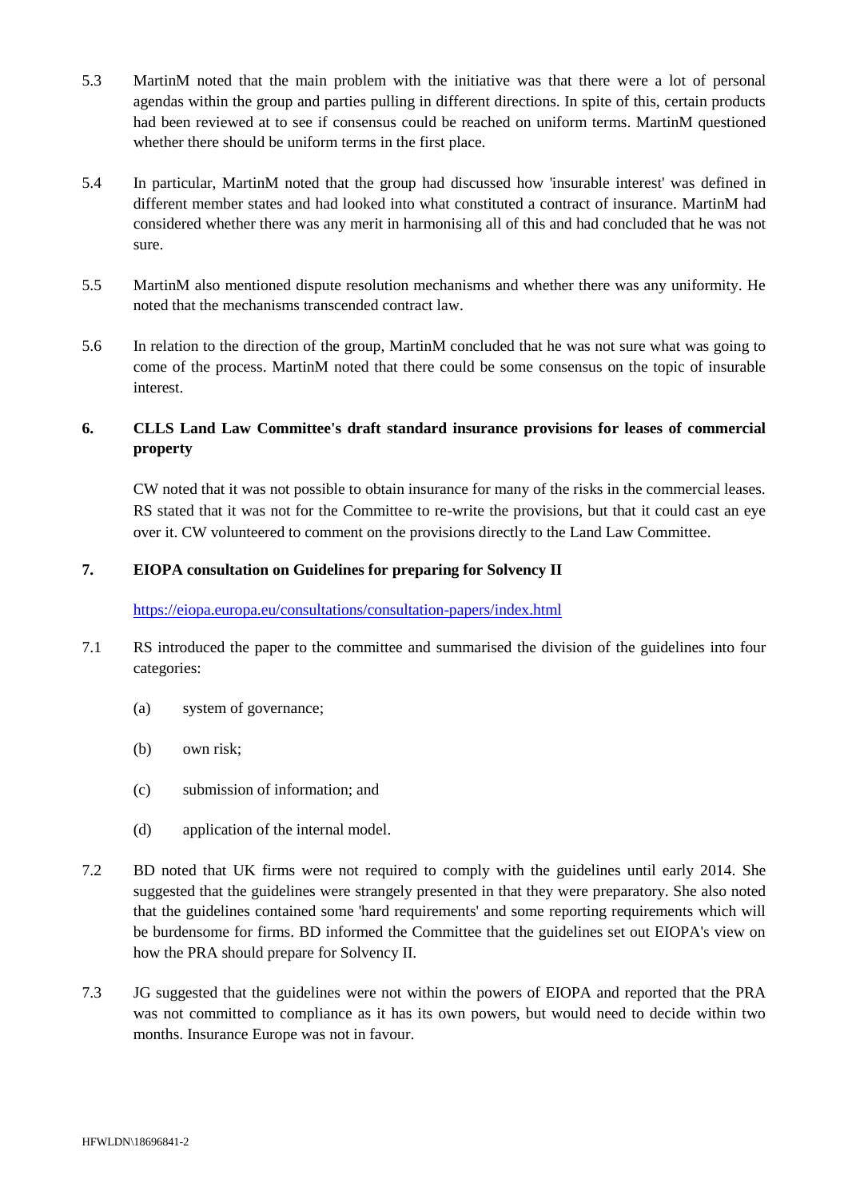5.3 MartinM noted that the main problem with the initiative was that there were a lot of personal agendas within the group and parties pulling in different directions. In spite of this, certain products had been reviewed at to see if consensus could be reached on uniform terms. MartinM questioned whether there should be uniform terms in the first place.

5.4 In particular, MartinM noted that the group had discussed how 'insurable interest' was defined in different member states and had looked into what constituted a contract of insurance. MartinM had considered whether there was any merit in harmonising all of this and had concluded that he was not sure.

5.5 MartinM also mentioned dispute resolution mechanisms and whether there was any uniformity. He noted that the mechanisms transcended contract law.

5.6 In relation to the direction of the group, MartinM concluded that he was not sure what was going to come of the process. MartinM noted that there could be some consensus on the topic of insurable interest.

## 6. CLLS Land Law Committee's draft standard insurance provisions for leases of commercial property

CW noted that it was not possible to obtain insurance for many of the risks in the commercial leases. RS stated that it was not for the Committee to re-write the provisions, but that it could cast an eye over it. CW volunteered to comment on the provisions directly to the Land Law Committee.

## 7. EIOPA consultation on Guidelines for preparing for Solvency II

https://eiopa.europa.eu/consultations/consultation-papers/index.html

7.1 RS introduced the paper to the committee and summarised the division of the guidelines into four categories:

(a) system of governance;

(b) own risk;

(c) submission of information; and

(d) application of the internal model.

7.2 BD noted that UK firms were not required to comply with the guidelines until early 2014. She suggested that the guidelines were strangely presented in that they were preparatory. She also noted that the guidelines contained some 'hard requirements' and some reporting requirements which will be burdensome for firms. BD informed the Committee that the guidelines set out EIOPA's view on how the PRA should prepare for Solvency II.

7.3 JG suggested that the guidelines were not within the powers of EIOPA and reported that the PRA was not committed to compliance as it has its own powers, but would need to decide within two months. Insurance Europe was not in favour.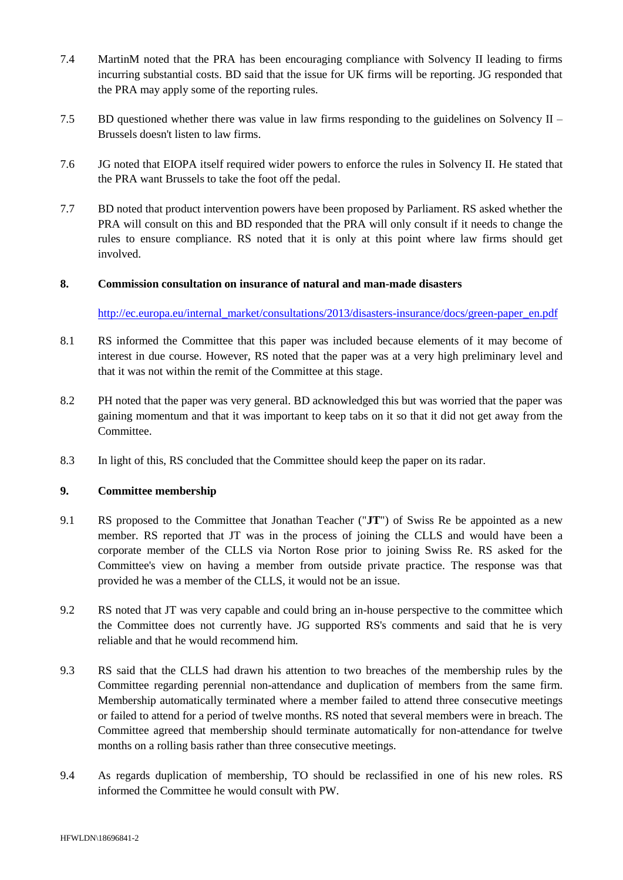7.4 MartinM noted that the PRA has been encouraging compliance with Solvency II leading to firms incurring substantial costs. BD said that the issue for UK firms will be reporting. JG responded that the PRA may apply some of the reporting rules.

7.5 BD questioned whether there was value in law firms responding to the guidelines on Solvency II – Brussels doesn't listen to law firms.

7.6 JG noted that EIOPA itself required wider powers to enforce the rules in Solvency II. He stated that the PRA want Brussels to take the foot off the pedal.

7.7 BD noted that product intervention powers have been proposed by Parliament. RS asked whether the PRA will consult on this and BD responded that the PRA will only consult if it needs to change the rules to ensure compliance. RS noted that it is only at this point where law firms should get involved.

## 8. Commission consultation on insurance of natural and man-made disasters

http://ec.europa.eu/internal_market/consultations/2013/disasters-insurance/docs/green-paper_en.pdf

8.1 RS informed the Committee that this paper was included because elements of it may become of interest in due course. However, RS noted that the paper was at a very high preliminary level and that it was not within the remit of the Committee at this stage.

8.2 PH noted that the paper was very general. BD acknowledged this but was worried that the paper was gaining momentum and that it was important to keep tabs on it so that it did not get away from the Committee.

8.3 In light of this, RS concluded that the Committee should keep the paper on its radar.

## 9. Committee membership

9.1 RS proposed to the Committee that Jonathan Teacher ("**JT**") of Swiss Re be appointed as a new member. RS reported that JT was in the process of joining the CLLS and would have been a corporate member of the CLLS via Norton Rose prior to joining Swiss Re. RS asked for the Committee's view on having a member from outside private practice. The response was that provided he was a member of the CLLS, it would not be an issue.

9.2 RS noted that JT was very capable and could bring an in-house perspective to the committee which the Committee does not currently have. JG supported RS's comments and said that he is very reliable and that he would recommend him.

9.3 RS said that the CLLS had drawn his attention to two breaches of the membership rules by the Committee regarding perennial non-attendance and duplication of members from the same firm. Membership automatically terminated where a member failed to attend three consecutive meetings or failed to attend for a period of twelve months. RS noted that several members were in breach. The Committee agreed that membership should terminate automatically for non-attendance for twelve months on a rolling basis rather than three consecutive meetings.

9.4 As regards duplication of membership, TO should be reclassified in one of his new roles. RS informed the Committee he would consult with PW.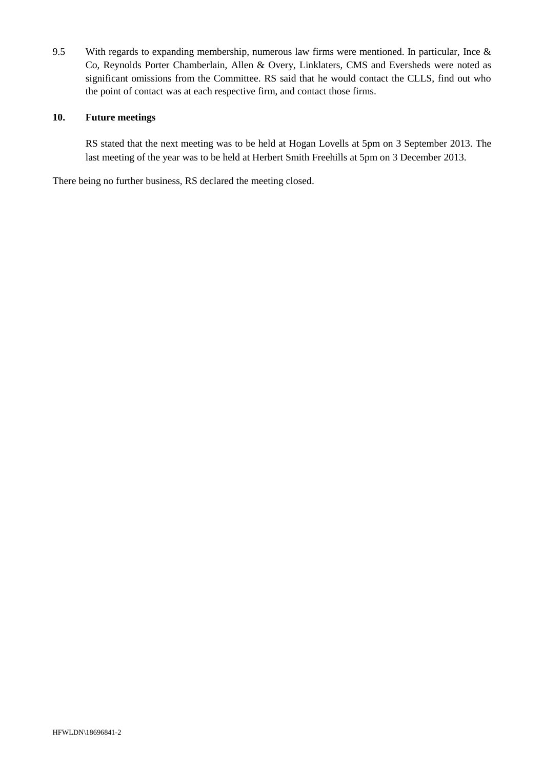9.5 With regards to expanding membership, numerous law firms were mentioned. In particular, Ince & Co, Reynolds Porter Chamberlain, Allen & Overy, Linklaters, CMS and Eversheds were noted as significant omissions from the Committee. RS said that he would contact the CLLS, find out who the point of contact was at each respective firm, and contact those firms.

**10. Future meetings**

RS stated that the next meeting was to be held at Hogan Lovells at 5pm on 3 September 2013. The last meeting of the year was to be held at Herbert Smith Freehills at 5pm on 3 December 2013.

There being no further business, RS declared the meeting closed.